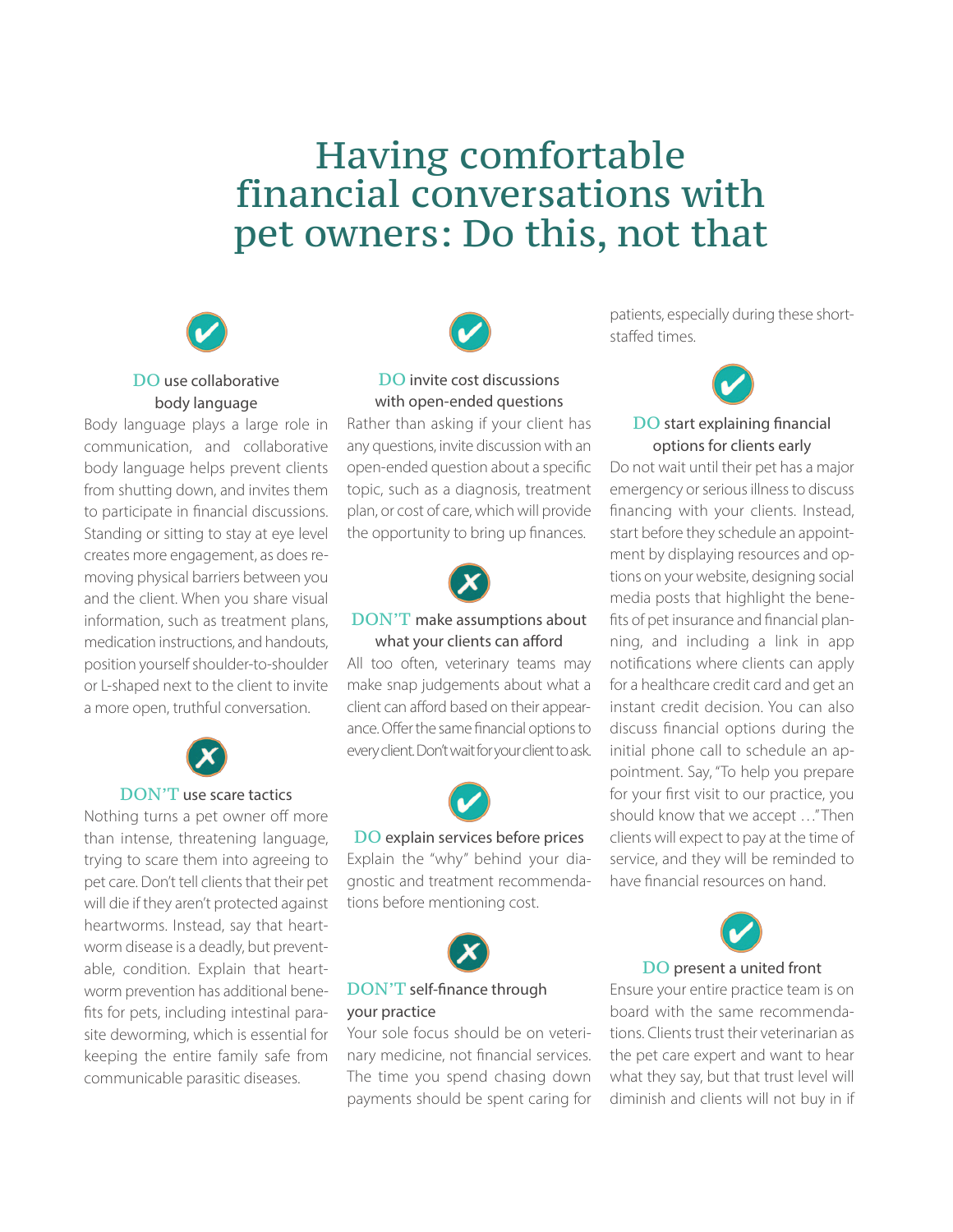# Having comfortable financial conversations with pet owners: Do this, not that

### DO use collaborative body language

Body language plays a large role in communication, and collaborative body language helps prevent clients from shutting down, and invites them to participate in financial discussions. Standing or sitting to stay at eye level creates more engagement, as does removing physical barriers between you and the client. When you share visual information, such as treatment plans, medication instructions, and handouts, position yourself shoulder-to-shoulder or L-shaped next to the client to invite a more open, truthful conversation.

### DON'T use scare tactics

Nothing turns a pet owner off more than intense, threatening language, trying to scare them into agreeing to pet care. Don't tell clients that their pet will die if they aren't protected against heartworms. Instead, say that heartworm disease is a deadly, but preventable, condition. Explain that heartworm prevention has additional benefits for pets, including intestinal parasite deworming, which is essential for keeping the entire family safe from communicable parasitic diseases.

### DO invite cost discussions with open-ended questions

Rather than asking if your client has any questions, invite discussion with an open-ended question about a specific topic, such as a diagnosis, treatment plan, or cost of care, which will provide the opportunity to bring up finances.

### DON'T make assumptions about what your clients can afford

All too often, veterinary teams may make snap judgements about what a client can afford based on their appearance. Offer the same financial options to every client. Don't wait for your client to ask.

### DO explain services before prices

Explain the "why" behind your diagnostic and treatment recommendations before mentioning cost.

### DON'T self-finance through your practice

Your sole focus should be on veterinary medicine, not financial services. The time you spend chasing down payments should be spent caring for patients, especially during these short-staffed times.

### DO start explaining financial options for clients early

Do not wait until their pet has a major emergency or serious illness to discuss financing with your clients. Instead, start before they schedule an appointment by displaying resources and options on your website, designing social media posts that highlight the benefits of pet insurance and financial planning, and including a link in app notifications where clients can apply for a healthcare credit card and get an instant credit decision. You can also discuss financial options during the initial phone call to schedule an appointment. Say, "To help you prepare for your first visit to our practice, you should know that we accept …" Then clients will expect to pay at the time of service, and they will be reminded to have financial resources on hand.

### DO present a united front

Ensure your entire practice team is on board with the same recommendations. Clients trust their veterinarian as the pet care expert and want to hear what they say, but that trust level will diminish and clients will not buy in if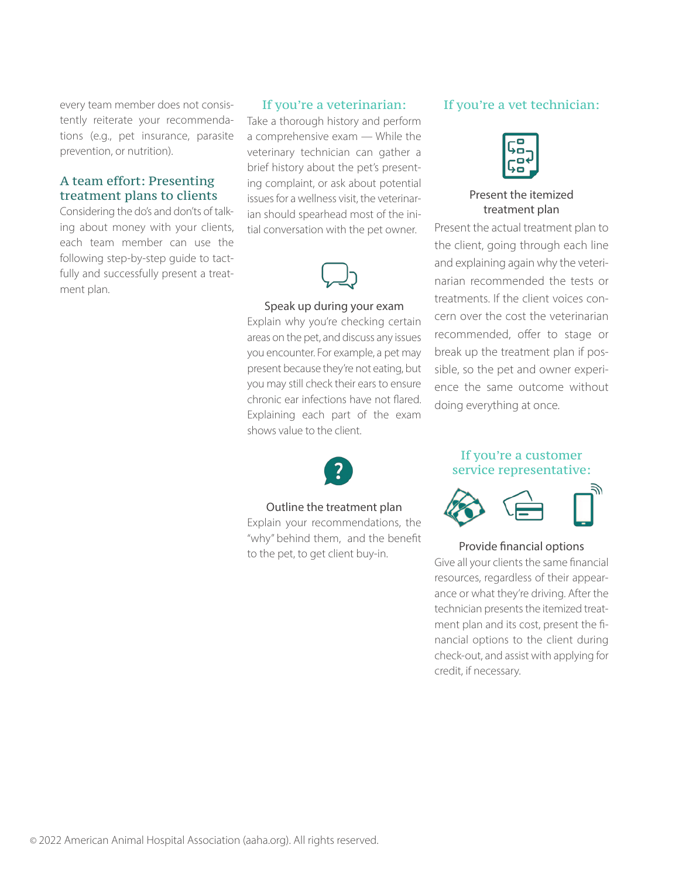every team member does not consistently reiterate your recommendations (e.g., pet insurance, parasite prevention, or nutrition).

## A team effort: Presenting treatment plans to clients

Considering the do's and don'ts of talking about money with your clients, each team member can use the following step-by-step guide to tactfully and successfully present a treatment plan.

### If you're a veterinarian:

Take a thorough history and perform a comprehensive exam — While the veterinary technician can gather a brief history about the pet's presenting complaint, or ask about potential issues for a wellness visit, the veterinarian should spearhead most of the initial conversation with the pet owner.

**Speak up during your exam**

Explain why you're checking certain areas on the pet, and discuss any issues you encounter. For example, a pet may present because they're not eating, but you may still check their ears to ensure chronic ear infections have not flared. Explaining each part of the exam shows value to the client.

**Outline the treatment plan**

Explain your recommendations, the "why" behind them, and the benefit to the pet, to get client buy-in.

### If you're a vet technician:

**Present the itemized treatment plan**

Present the actual treatment plan to the client, going through each line and explaining again why the veterinarian recommended the tests or treatments. If the client voices concern over the cost the veterinarian recommended, offer to stage or break up the treatment plan if possible, so the pet and owner experience the same outcome without doing everything at once.

### If you're a customer service representative:

**Provide financial options**

Give all your clients the same financial resources, regardless of their appearance or what they're driving. After the technician presents the itemized treatment plan and its cost, present the financial options to the client during check-out, and assist with applying for credit, if necessary.

© 2022 American Animal Hospital Association (aaha.org). All rights reserved.